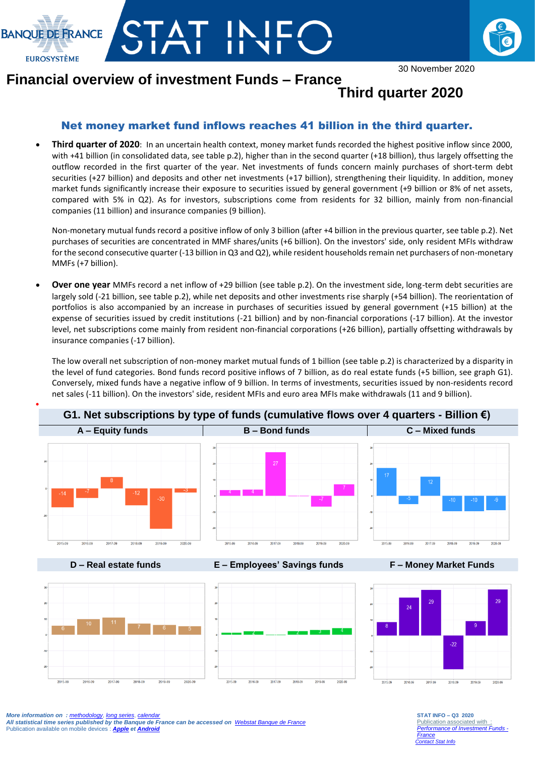BANQUE DE FRANCE
EUROSYSTÈME

# STAT INFO

30 November 2020

# Financial overview of investment Funds – France

## Third quarter 2020

### Net money market fund inflows reaches 41 billion in the third quarter.

- **Third quarter of 2020**: In an uncertain health context, money market funds recorded the highest positive inflow since 2000, with +41 billion (in consolidated data, see table p.2), higher than in the second quarter (+18 billion), thus largely offsetting the outflow recorded in the first quarter of the year. Net investments of funds concern mainly purchases of short-term debt securities (+27 billion) and deposits and other net investments (+17 billion), strengthening their liquidity. In addition, money market funds significantly increase their exposure to securities issued by general government (+9 billion or 8% of net assets, compared with 5% in Q2). As for investors, subscriptions come from residents for 32 billion, mainly from non-financial companies (11 billion) and insurance companies (9 billion).

  Non-monetary mutual funds record a positive inflow of only 3 billion (after +4 billion in the previous quarter, see table p.2). Net purchases of securities are concentrated in MMF shares/units (+6 billion). On the investors' side, only resident MFIs withdraw for the second consecutive quarter (-13 billion in Q3 and Q2), while resident households remain net purchasers of non-monetary MMFs (+7 billion).

- **Over one year** MMFs record a net inflow of +29 billion (see table p.2). On the investment side, long-term debt securities are largely sold (-21 billion, see table p.2), while net deposits and other investments rise sharply (+54 billion). The reorientation of portfolios is also accompanied by an increase in purchases of securities issued by general government (+15 billion) at the expense of securities issued by credit institutions (-21 billion) and by non-financial corporations (-17 billion). At the investor level, net subscriptions come mainly from resident non-financial corporations (+26 billion), partially offsetting withdrawals by insurance companies (-17 billion).

  The low overall net subscription of non-money market mutual funds of 1 billion (see table p.2) is characterized by a disparity in the level of fund categories. Bond funds record positive inflows of 7 billion, as do real estate funds (+5 billion, see graph G1). Conversely, mixed funds have a negative inflow of 9 billion. In terms of investments, securities issued by non-residents record net sales (-11 billion). On the investors' side, resident MFIs and euro area MFIs make withdrawals (11 and 9 billion).

**G1. Net subscriptions by type of funds (cumulative flows over 4 quarters - Billion €)**

A – Equity funds

| 2015.09 | 2016.09 | 2017.09 | 2018.09 | 2019.09 | 2020.09 |
|---|---|---|---|---|---|
| -14 | -7 | 8 | -12 | -30 | -3 |

B – Bond funds

| 2015.09 | 2016.09 | 2017.09 | 2018.09 | 2019.09 | 2020.09 |
|---|---|---|---|---|---|
| 4 | 4 | 27 | | -7 | 7 |

C – Mixed funds

| 2015.09 | 2016.09 | 2017.09 | 2018.09 | 2019.09 | 2020.09 |
|---|---|---|---|---|---|
| 17 | -5 | 12 | -10 | -10 | -9 |

D – Real estate funds

| 2015.09 | 2016.09 | 2017.09 | 2018.09 | 2019.09 | 2020.09 |
|---|---|---|---|---|---|
| 6 | 10 | 11 | 7 | 6 | 5 |

E – Employees' Savings funds

| 2015.09 | 2016.09 | 2017.09 | 2018.09 | 2019.09 | 2020.09 |
|---|---|---|---|---|---|
| | 2 | | 2 | | 4 |

F – Money Market Funds

| 2015.09 | 2016.09 | 2017.09 | 2018.09 | 2019.09 | 2020.09 |
|---|---|---|---|---|---|
| 8 | 24 | 29 | -22 | 9 | 29 |

*More information on : methodology, long series, calendar*
*All statistical time series published by the Banque de France can be accessed on Webstat Banque de France*
Publication available on mobile devices : ***Apple** et **Android***

STAT INFO – Q3 2020
Publication associated with :
*Performance of Investment Funds - France*
*Contact Stat Info*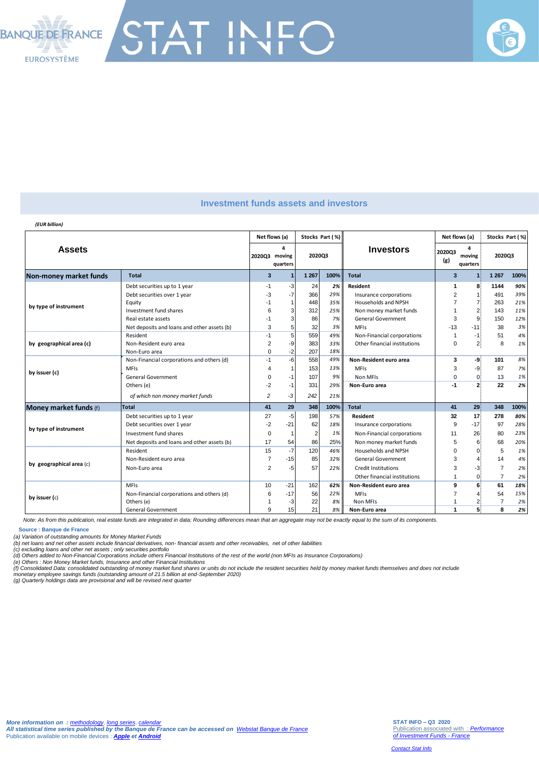## Investment funds assets and investors

*(EUR billion)*

| Assets | | Net flows (a) 2020Q3 | Net flows (a) 4 moving quarters | Stocks 2020Q3 | Part (%) 2020Q3 | Investors | Net flows (a) 2020Q3 (g) | Net flows (a) 4 moving quarters | Stocks 2020Q3 | Part (%) 2020Q3 |
|---|---|---|---|---|---|---|---|---|---|---|
| **Non-money market funds** | **Total** | **3** | **1** | **1 267** | **100%** | **Total** | **3** | **1** | **1 267** | **100%** |
| by type of instrument | Debt securities up to 1 year | -1 | -3 | 24 | *2%* | **Resident** | **1** | **8** | **1144** | ***90%*** |
| | Debt securities over 1 year | -3 | -7 | 366 | *29%* | Insurance corporations | 2 | 1 | 491 | *39%* |
| | Equity | -1 | 1 | 448 | *35%* | Households and NPSH | 7 | 7 | 263 | *21%* |
| | Investment fund shares | 6 | 3 | 312 | *25%* | Non money market funds | 1 | 2 | 143 | *11%* |
| | Real estate assets | -1 | 3 | 86 | *7%* | General Government | 3 | 9 | 150 | *12%* |
| | Net deposits and loans and other assets (b) | 3 | 5 | 32 | *3%* | MFIs | -13 | -11 | 38 | *3%* |
| by geographical area (c) | Resident | -1 | 5 | 559 | *49%* | Non-Financial corporations | 1 | -1 | 51 | *4%* |
| | Non-Resident euro area | 2 | -9 | 383 | *33%* | Other financial institutions | 0 | 2 | 8 | *1%* |
| | Non-Euro area | 0 | -2 | 207 | *18%* | | | | | |
| by issuer (c) | Non-Financial corporations and others (d) | -1 | -6 | 558 | *49%* | **Non-Resident euro area** | **3** | **-9** | **101** | *8%* |
| | MFIs | 4 | 1 | 153 | *13%* | MFIs | 3 | -9 | 87 | *7%* |
| | General Government | 0 | -1 | 107 | *9%* | Non MFIs | 0 | 0 | 13 | *1%* |
| | Others (e) | -2 | -1 | 331 | *29%* | **Non-Euro area** | **-1** | **2** | **22** | ***2%*** |
| | *of which non money market funds* | *2* | *-3* | *242* | *21%* | | | | | |
| **Money market funds** (f) | **Total** | **41** | **29** | **348** | **100%** | **Total** | **41** | **29** | **348** | **100%** |
| by type of instrument | Debt securities up to 1 year | 27 | -5 | 198 | *57%* | **Resident** | **32** | **17** | **278** | ***80%*** |
| | Debt securities over 1 year | -2 | -21 | 62 | *18%* | Insurance corporations | 9 | -17 | 97 | *28%* |
| | Investment fund shares | 0 | 1 | 2 | *1%* | Non-Financial corporations | 11 | 26 | 80 | *23%* |
| | Net deposits and loans and other assets (b) | 17 | 54 | 86 | *25%* | Non money market funds | 5 | 6 | 68 | *20%* |
| by geographical area (c) | Resident | 15 | -7 | 120 | *46%* | Households and NPSH | 0 | 0 | 5 | *1%* |
| | Non-Resident euro area | 7 | -15 | 85 | *32%* | General Government | 3 | 4 | 14 | *4%* |
| | Non-Euro area | 2 | -5 | 57 | *22%* | Credit Institutions | 3 | -3 | 7 | *2%* |
| | | | | | | Other financial institutions | 1 | 0 | 7 | *2%* |
| by issuer (c) | MFIs | 10 | -21 | 162 | ***62%*** | **Non-Resident euro area** | **9** | **6** | **61** | ***18%*** |
| | Non-Financial corporations and others (d) | 6 | -17 | 56 | *22%* | MFIs | 7 | 4 | 54 | *15%* |
| | Others (e) | 1 | -3 | 22 | *8%* | Non MFIs | 1 | 2 | 7 | *2%* |
| | General Government | 9 | 15 | 21 | *8%* | **Non-Euro area** | **1** | **5** | **8** | ***2%*** |

*Note: As from this publication, real estate funds are integrated in data; Rounding differences mean that an aggregate may not be exactly equal to the sum of its components.*

**Source : Banque de France**

*(a) Variation of outstanding amounts for Money Market Funds*
*(b) net loans and net other assets include financial derivatives, non- financial assets and other receivables, net of other liabilities*
*(c) excluding loans and other net assets ; only securities portfolio*
*(d) Others added to Non-Financial Corporations include others Financial Institutions of the rest of the world (non MFIs as Insurance Corporations)*
*(e) Others : Non Money Market funds, Insurance and other Financial Institutions*
*(f) Consolidated Data: consolidated outstanding of money market fund shares or units do not include the resident securities held by money market funds themselves and does not include monetary employee savings funds (outstanding amount of 21.5 billion at end-September 2020)*
*(g) Quarterly holdings data are provisional and will be revised next quarter*

***More information on : methodology, long series, calendar***
***All statistical time series published by the Banque de France can be accessed on Webstat Banque de France***
Publication available on mobile devices : ***Apple*** *et* ***Android***

**STAT INFO – Q3 2020**
Publication associated with : *Performance of Investment Funds - France*

*Contact Stat Info*